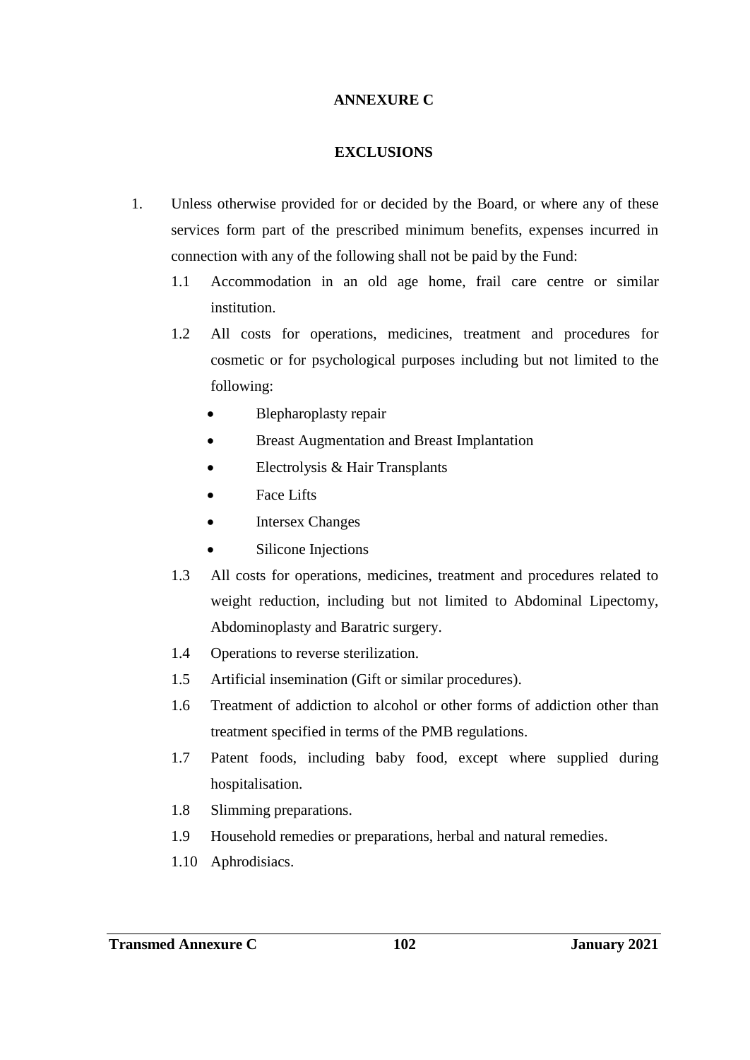# ANNEXURE C

## EXCLUSIONS

1. Unless otherwise provided for or decided by the Board, or where any of these services form part of the prescribed minimum benefits, expenses incurred in connection with any of the following shall not be paid by the Fund:

   1.1 Accommodation in an old age home, frail care centre or similar institution.

   1.2 All costs for operations, medicines, treatment and procedures for cosmetic or for psychological purposes including but not limited to the following:

   - Blepharoplasty repair
   - Breast Augmentation and Breast Implantation
   - Electrolysis & Hair Transplants
   - Face Lifts
   - Intersex Changes
   - Silicone Injections

   1.3 All costs for operations, medicines, treatment and procedures related to weight reduction, including but not limited to Abdominal Lipectomy, Abdominoplasty and Baratric surgery.

   1.4 Operations to reverse sterilization.

   1.5 Artificial insemination (Gift or similar procedures).

   1.6 Treatment of addiction to alcohol or other forms of addiction other than treatment specified in terms of the PMB regulations.

   1.7 Patent foods, including baby food, except where supplied during hospitalisation.

   1.8 Slimming preparations.

   1.9 Household remedies or preparations, herbal and natural remedies.

   1.10 Aphrodisiacs.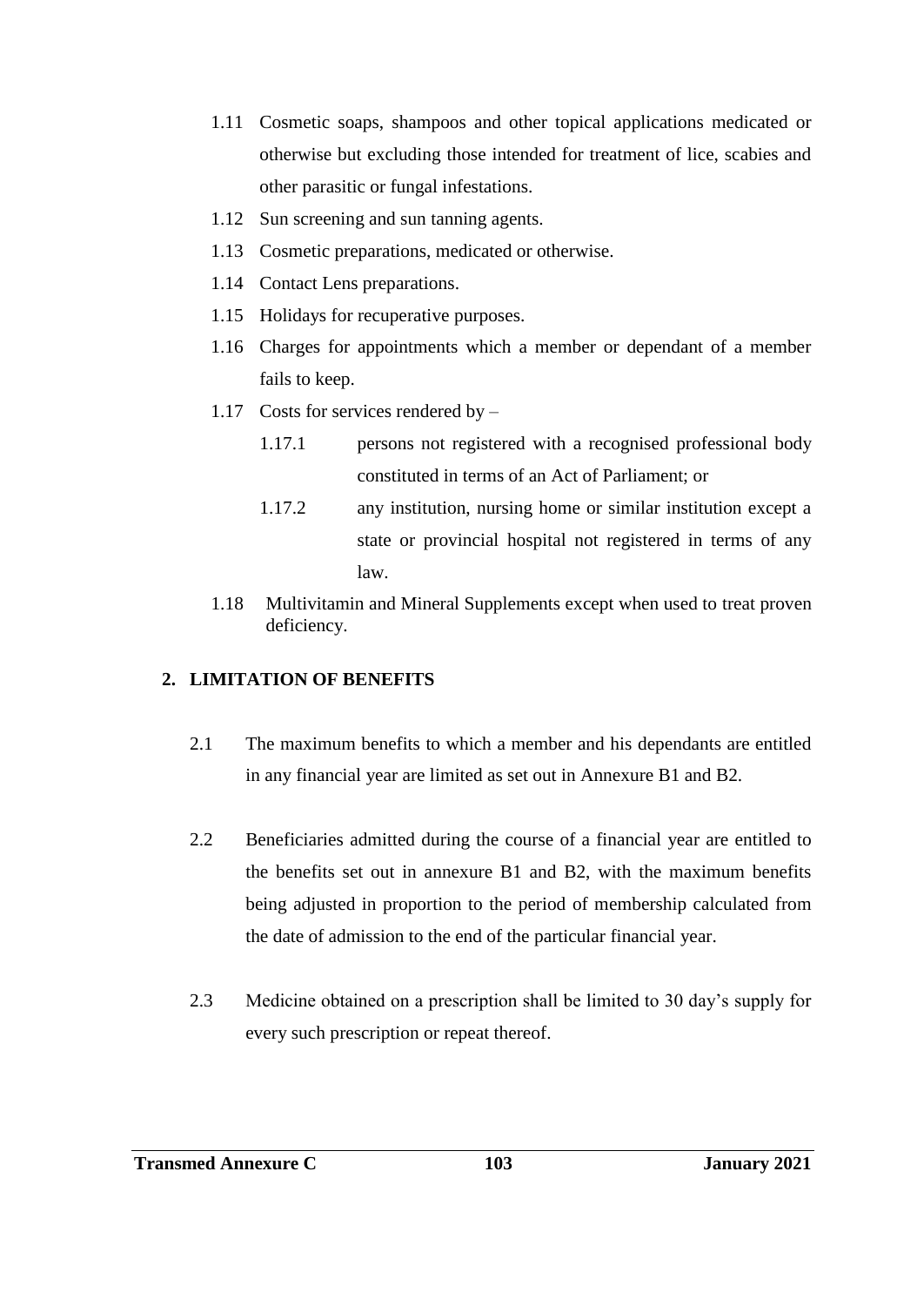1.11 Cosmetic soaps, shampoos and other topical applications medicated or otherwise but excluding those intended for treatment of lice, scabies and other parasitic or fungal infestations.

1.12 Sun screening and sun tanning agents.

1.13 Cosmetic preparations, medicated or otherwise.

1.14 Contact Lens preparations.

1.15 Holidays for recuperative purposes.

1.16 Charges for appointments which a member or dependant of a member fails to keep.

1.17 Costs for services rendered by –

  1.17.1 persons not registered with a recognised professional body constituted in terms of an Act of Parliament; or

  1.17.2 any institution, nursing home or similar institution except a state or provincial hospital not registered in terms of any law.

1.18 Multivitamin and Mineral Supplements except when used to treat proven deficiency.

## 2. LIMITATION OF BENEFITS

2.1 The maximum benefits to which a member and his dependants are entitled in any financial year are limited as set out in Annexure B1 and B2.

2.2 Beneficiaries admitted during the course of a financial year are entitled to the benefits set out in annexure B1 and B2, with the maximum benefits being adjusted in proportion to the period of membership calculated from the date of admission to the end of the particular financial year.

2.3 Medicine obtained on a prescription shall be limited to 30 day's supply for every such prescription or repeat thereof.